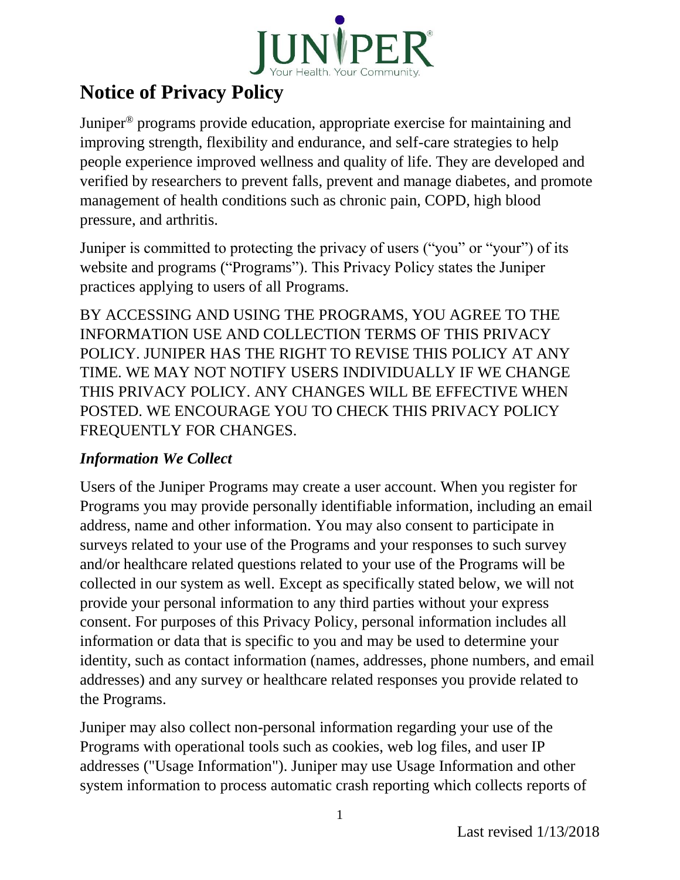# Notice of Privacy Policy

Juniper® programs provide education, appropriate exercise for maintaining and improving strength, flexibility and endurance, and self-care strategies to help people experience improved wellness and quality of life. They are developed and verified by researchers to prevent falls, prevent and manage diabetes, and promote management of health conditions such as chronic pain, COPD, high blood pressure, and arthritis.

Juniper is committed to protecting the privacy of users ("you" or "your") of its website and programs ("Programs"). This Privacy Policy states the Juniper practices applying to users of all Programs.

BY ACCESSING AND USING THE PROGRAMS, YOU AGREE TO THE INFORMATION USE AND COLLECTION TERMS OF THIS PRIVACY POLICY. JUNIPER HAS THE RIGHT TO REVISE THIS POLICY AT ANY TIME. WE MAY NOT NOTIFY USERS INDIVIDUALLY IF WE CHANGE THIS PRIVACY POLICY. ANY CHANGES WILL BE EFFECTIVE WHEN POSTED. WE ENCOURAGE YOU TO CHECK THIS PRIVACY POLICY FREQUENTLY FOR CHANGES.

### *Information We Collect*

Users of the Juniper Programs may create a user account. When you register for Programs you may provide personally identifiable information, including an email address, name and other information. You may also consent to participate in surveys related to your use of the Programs and your responses to such survey and/or healthcare related questions related to your use of the Programs will be collected in our system as well. Except as specifically stated below, we will not provide your personal information to any third parties without your express consent. For purposes of this Privacy Policy, personal information includes all information or data that is specific to you and may be used to determine your identity, such as contact information (names, addresses, phone numbers, and email addresses) and any survey or healthcare related responses you provide related to the Programs.

Juniper may also collect non-personal information regarding your use of the Programs with operational tools such as cookies, web log files, and user IP addresses ("Usage Information"). Juniper may use Usage Information and other system information to process automatic crash reporting which collects reports of

Last revised 1/13/2018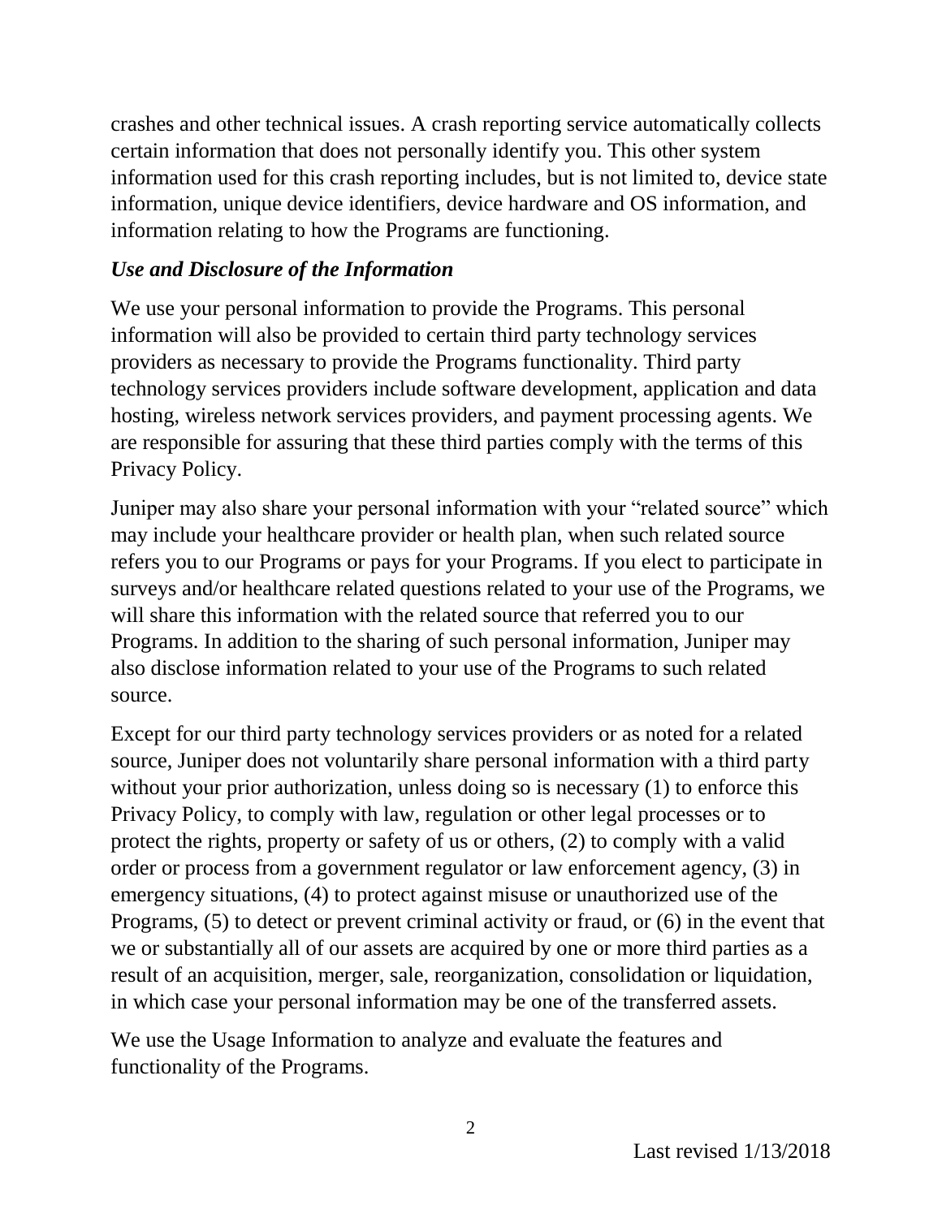crashes and other technical issues. A crash reporting service automatically collects certain information that does not personally identify you. This other system information used for this crash reporting includes, but is not limited to, device state information, unique device identifiers, device hardware and OS information, and information relating to how the Programs are functioning.

### *Use and Disclosure of the Information*

We use your personal information to provide the Programs. This personal information will also be provided to certain third party technology services providers as necessary to provide the Programs functionality. Third party technology services providers include software development, application and data hosting, wireless network services providers, and payment processing agents. We are responsible for assuring that these third parties comply with the terms of this Privacy Policy.

Juniper may also share your personal information with your "related source" which may include your healthcare provider or health plan, when such related source refers you to our Programs or pays for your Programs. If you elect to participate in surveys and/or healthcare related questions related to your use of the Programs, we will share this information with the related source that referred you to our Programs. In addition to the sharing of such personal information, Juniper may also disclose information related to your use of the Programs to such related source.

Except for our third party technology services providers or as noted for a related source, Juniper does not voluntarily share personal information with a third party without your prior authorization, unless doing so is necessary (1) to enforce this Privacy Policy, to comply with law, regulation or other legal processes or to protect the rights, property or safety of us or others, (2) to comply with a valid order or process from a government regulator or law enforcement agency, (3) in emergency situations, (4) to protect against misuse or unauthorized use of the Programs, (5) to detect or prevent criminal activity or fraud, or (6) in the event that we or substantially all of our assets are acquired by one or more third parties as a result of an acquisition, merger, sale, reorganization, consolidation or liquidation, in which case your personal information may be one of the transferred assets.

We use the Usage Information to analyze and evaluate the features and functionality of the Programs.

Last revised 1/13/2018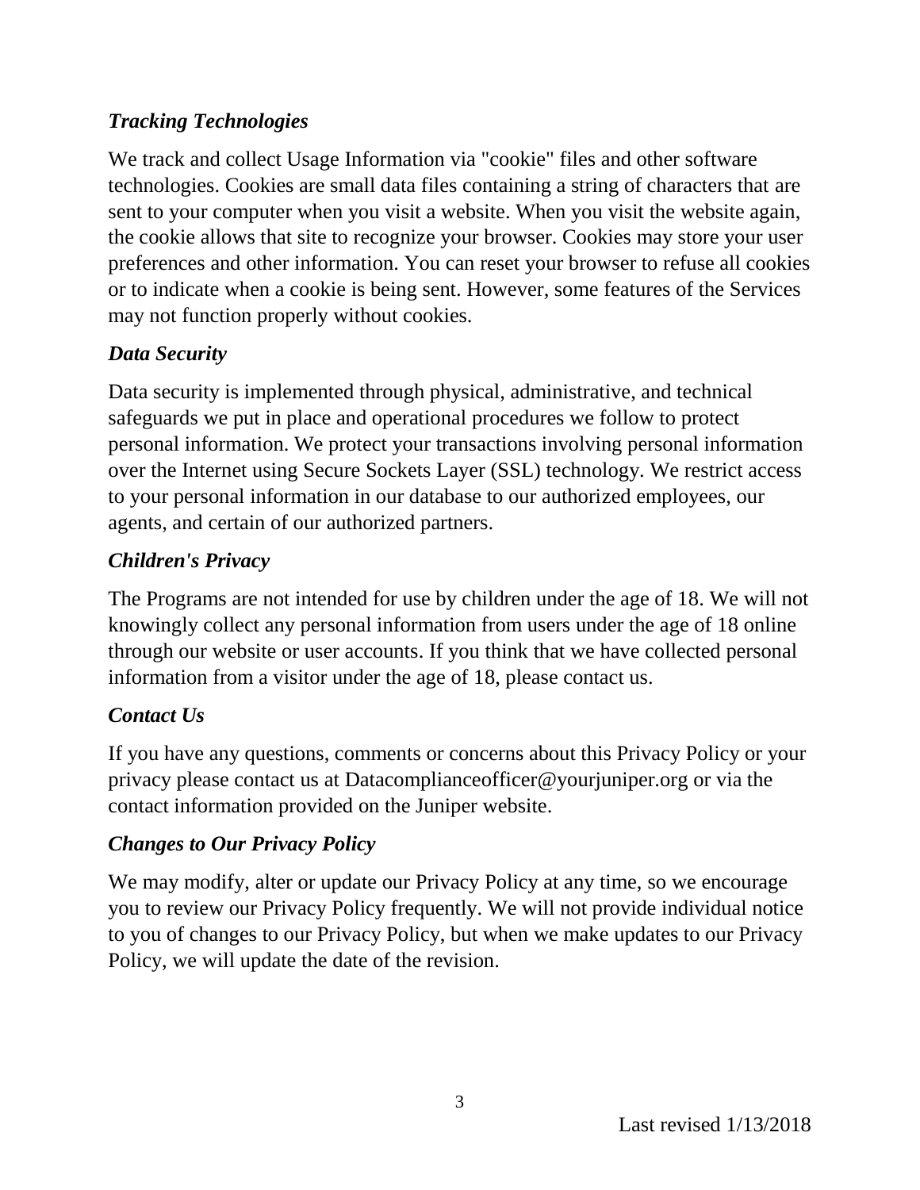### *Tracking Technologies*

We track and collect Usage Information via "cookie" files and other software technologies. Cookies are small data files containing a string of characters that are sent to your computer when you visit a website. When you visit the website again, the cookie allows that site to recognize your browser. Cookies may store your user preferences and other information. You can reset your browser to refuse all cookies or to indicate when a cookie is being sent. However, some features of the Services may not function properly without cookies.

### *Data Security*

Data security is implemented through physical, administrative, and technical safeguards we put in place and operational procedures we follow to protect personal information. We protect your transactions involving personal information over the Internet using Secure Sockets Layer (SSL) technology. We restrict access to your personal information in our database to our authorized employees, our agents, and certain of our authorized partners.

### *Children's Privacy*

The Programs are not intended for use by children under the age of 18. We will not knowingly collect any personal information from users under the age of 18 online through our website or user accounts. If you think that we have collected personal information from a visitor under the age of 18, please contact us.

### *Contact Us*

If you have any questions, comments or concerns about this Privacy Policy or your privacy please contact us at Datacomplianceofficer@yourjuniper.org or via the contact information provided on the Juniper website.

### *Changes to Our Privacy Policy*

We may modify, alter or update our Privacy Policy at any time, so we encourage you to review our Privacy Policy frequently. We will not provide individual notice to you of changes to our Privacy Policy, but when we make updates to our Privacy Policy, we will update the date of the revision.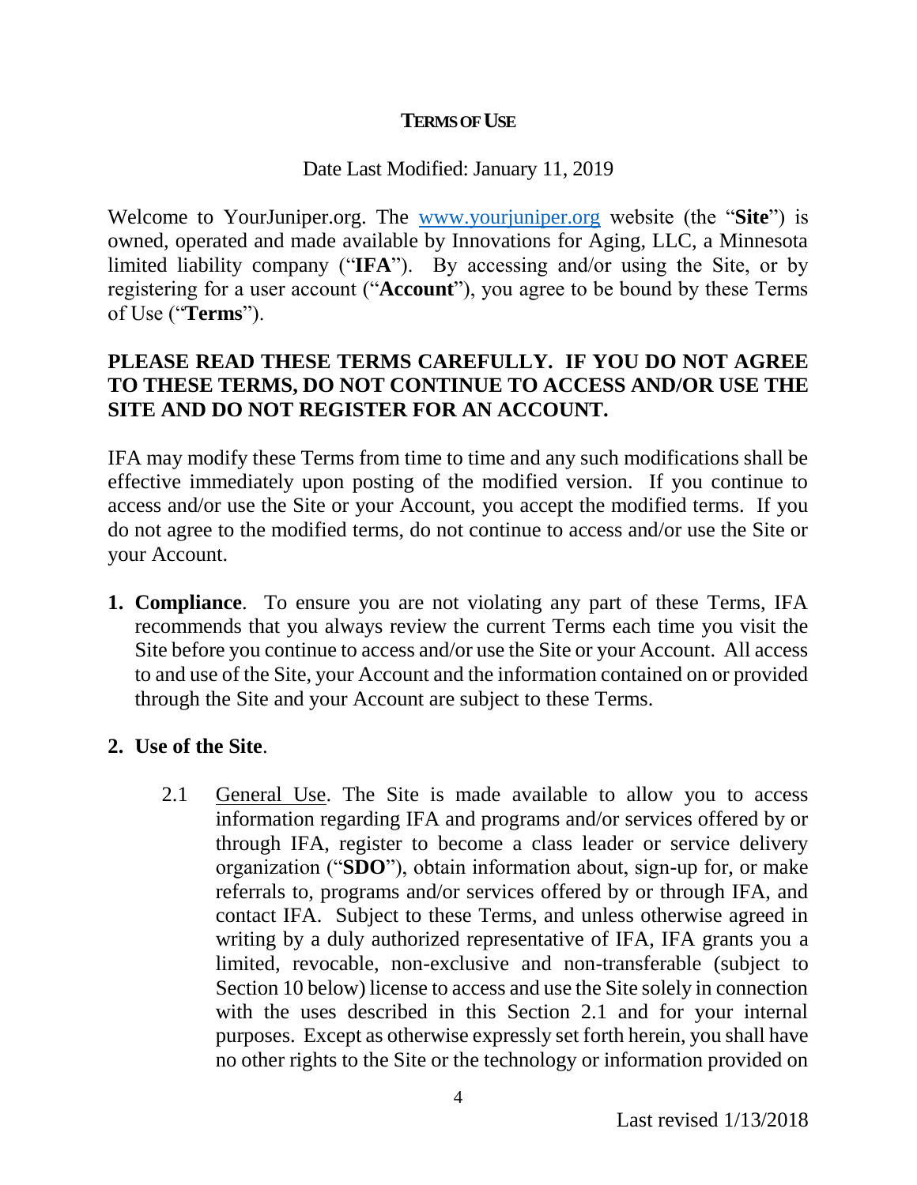# TERMS OF USE

Date Last Modified: January 11, 2019

Welcome to YourJuniper.org. The [www.yourjuniper.org](http://www.yourjuniper.org) website (the "**Site**") is owned, operated and made available by Innovations for Aging, LLC, a Minnesota limited liability company ("**IFA**"). By accessing and/or using the Site, or by registering for a user account ("**Account**"), you agree to be bound by these Terms of Use ("**Terms**").

**PLEASE READ THESE TERMS CAREFULLY. IF YOU DO NOT AGREE TO THESE TERMS, DO NOT CONTINUE TO ACCESS AND/OR USE THE SITE AND DO NOT REGISTER FOR AN ACCOUNT.**

IFA may modify these Terms from time to time and any such modifications shall be effective immediately upon posting of the modified version. If you continue to access and/or use the Site or your Account, you accept the modified terms. If you do not agree to the modified terms, do not continue to access and/or use the Site or your Account.

1. **Compliance**. To ensure you are not violating any part of these Terms, IFA recommends that you always review the current Terms each time you visit the Site before you continue to access and/or use the Site or your Account. All access to and use of the Site, your Account and the information contained on or provided through the Site and your Account are subject to these Terms.

2. **Use of the Site**.

   2.1 General Use. The Site is made available to allow you to access information regarding IFA and programs and/or services offered by or through IFA, register to become a class leader or service delivery organization ("**SDO**"), obtain information about, sign-up for, or make referrals to, programs and/or services offered by or through IFA, and contact IFA. Subject to these Terms, and unless otherwise agreed in writing by a duly authorized representative of IFA, IFA grants you a limited, revocable, non-exclusive and non-transferable (subject to Section 10 below) license to access and use the Site solely in connection with the uses described in this Section 2.1 and for your internal purposes. Except as otherwise expressly set forth herein, you shall have no other rights to the Site or the technology or information provided on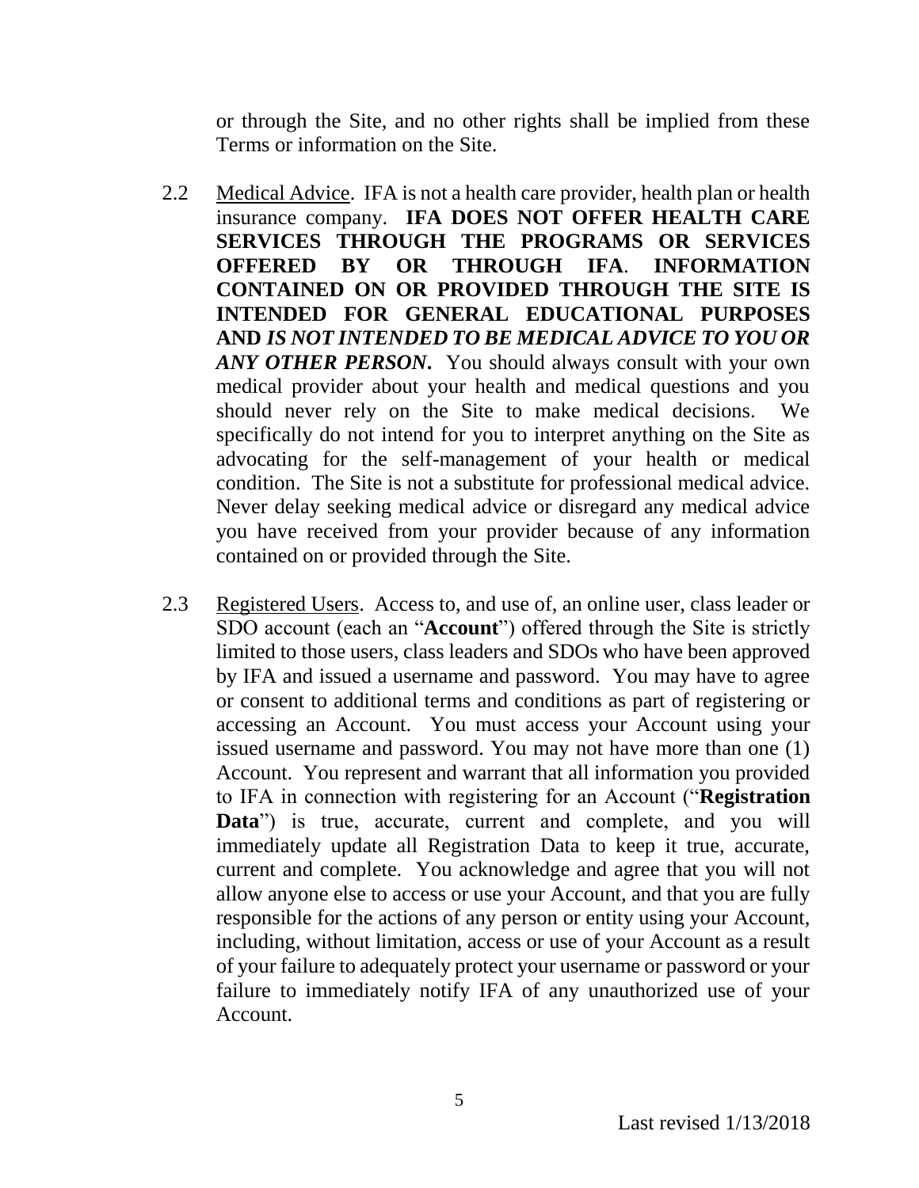or through the Site, and no other rights shall be implied from these Terms or information on the Site.

2.2 Medical Advice. IFA is not a health care provider, health plan or health insurance company. **IFA DOES NOT OFFER HEALTH CARE SERVICES THROUGH THE PROGRAMS OR SERVICES OFFERED BY OR THROUGH IFA**. **INFORMATION CONTAINED ON OR PROVIDED THROUGH THE SITE IS INTENDED FOR GENERAL EDUCATIONAL PURPOSES AND *IS NOT INTENDED TO BE MEDICAL ADVICE TO YOU OR ANY OTHER PERSON*.** You should always consult with your own medical provider about your health and medical questions and you should never rely on the Site to make medical decisions. We specifically do not intend for you to interpret anything on the Site as advocating for the self-management of your health or medical condition. The Site is not a substitute for professional medical advice. Never delay seeking medical advice or disregard any medical advice you have received from your provider because of any information contained on or provided through the Site.

2.3 Registered Users. Access to, and use of, an online user, class leader or SDO account (each an "**Account**") offered through the Site is strictly limited to those users, class leaders and SDOs who have been approved by IFA and issued a username and password. You may have to agree or consent to additional terms and conditions as part of registering or accessing an Account. You must access your Account using your issued username and password. You may not have more than one (1) Account. You represent and warrant that all information you provided to IFA in connection with registering for an Account ("**Registration Data**") is true, accurate, current and complete, and you will immediately update all Registration Data to keep it true, accurate, current and complete. You acknowledge and agree that you will not allow anyone else to access or use your Account, and that you are fully responsible for the actions of any person or entity using your Account, including, without limitation, access or use of your Account as a result of your failure to adequately protect your username or password or your failure to immediately notify IFA of any unauthorized use of your Account.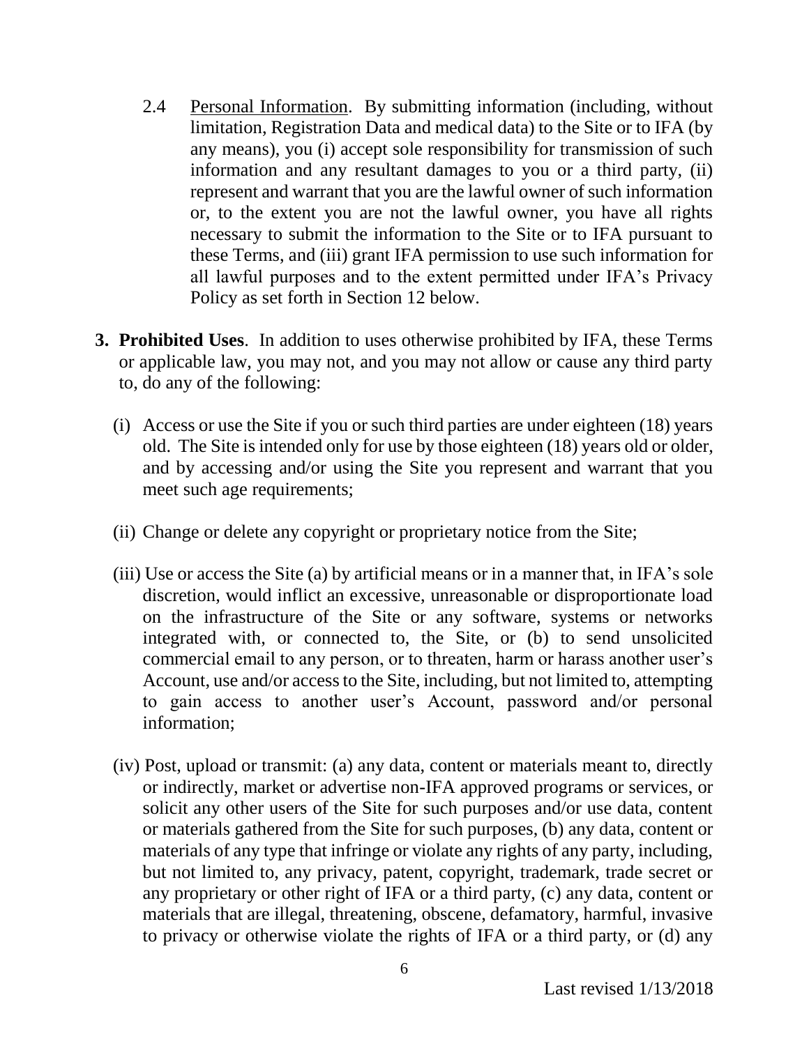2.4 Personal Information. By submitting information (including, without limitation, Registration Data and medical data) to the Site or to IFA (by any means), you (i) accept sole responsibility for transmission of such information and any resultant damages to you or a third party, (ii) represent and warrant that you are the lawful owner of such information or, to the extent you are not the lawful owner, you have all rights necessary to submit the information to the Site or to IFA pursuant to these Terms, and (iii) grant IFA permission to use such information for all lawful purposes and to the extent permitted under IFA's Privacy Policy as set forth in Section 12 below.

**3. Prohibited Uses**. In addition to uses otherwise prohibited by IFA, these Terms or applicable law, you may not, and you may not allow or cause any third party to, do any of the following:

(i) Access or use the Site if you or such third parties are under eighteen (18) years old. The Site is intended only for use by those eighteen (18) years old or older, and by accessing and/or using the Site you represent and warrant that you meet such age requirements;

(ii) Change or delete any copyright or proprietary notice from the Site;

(iii) Use or access the Site (a) by artificial means or in a manner that, in IFA's sole discretion, would inflict an excessive, unreasonable or disproportionate load on the infrastructure of the Site or any software, systems or networks integrated with, or connected to, the Site, or (b) to send unsolicited commercial email to any person, or to threaten, harm or harass another user's Account, use and/or access to the Site, including, but not limited to, attempting to gain access to another user's Account, password and/or personal information;

(iv) Post, upload or transmit: (a) any data, content or materials meant to, directly or indirectly, market or advertise non-IFA approved programs or services, or solicit any other users of the Site for such purposes and/or use data, content or materials gathered from the Site for such purposes, (b) any data, content or materials of any type that infringe or violate any rights of any party, including, but not limited to, any privacy, patent, copyright, trademark, trade secret or any proprietary or other right of IFA or a third party, (c) any data, content or materials that are illegal, threatening, obscene, defamatory, harmful, invasive to privacy or otherwise violate the rights of IFA or a third party, or (d) any

Last revised 1/13/2018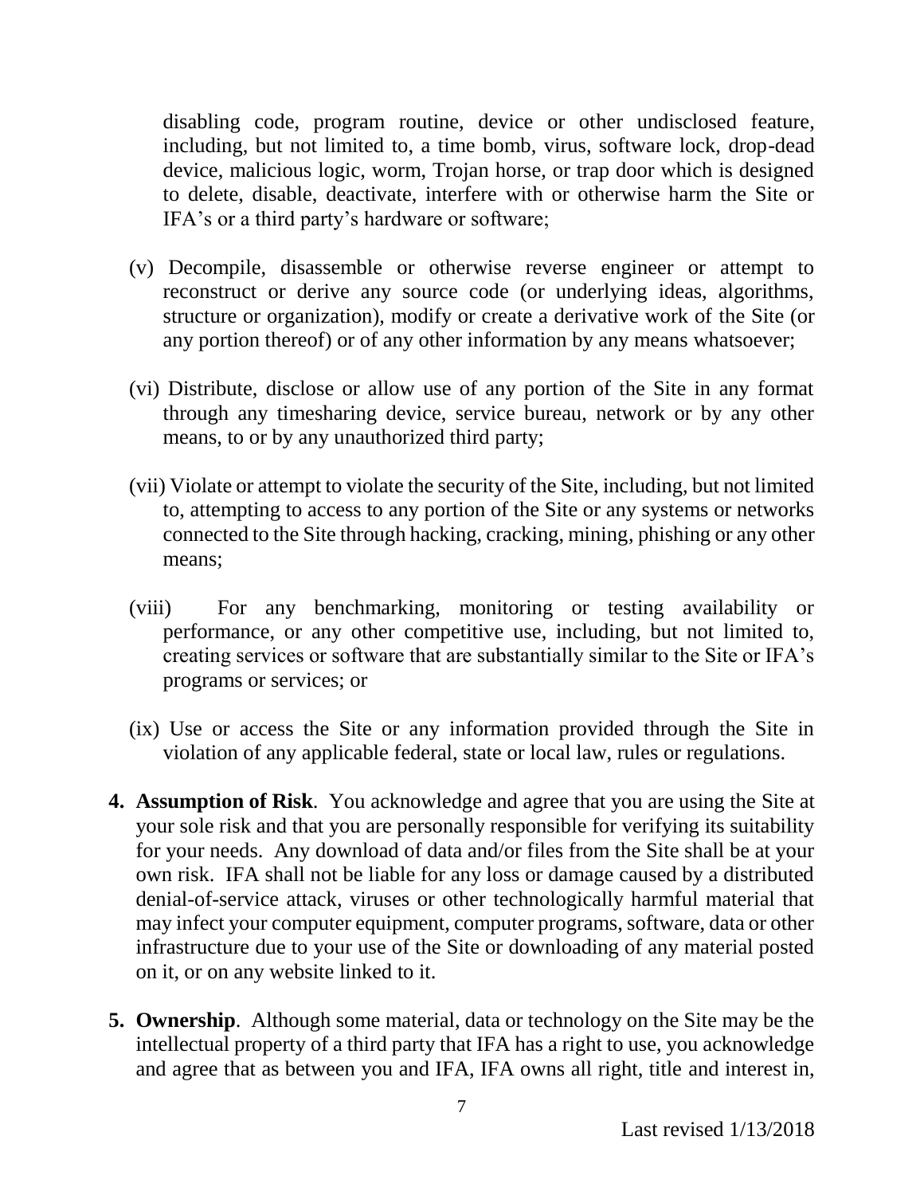disabling code, program routine, device or other undisclosed feature, including, but not limited to, a time bomb, virus, software lock, drop-dead device, malicious logic, worm, Trojan horse, or trap door which is designed to delete, disable, deactivate, interfere with or otherwise harm the Site or IFA's or a third party's hardware or software;

(v) Decompile, disassemble or otherwise reverse engineer or attempt to reconstruct or derive any source code (or underlying ideas, algorithms, structure or organization), modify or create a derivative work of the Site (or any portion thereof) or of any other information by any means whatsoever;

(vi) Distribute, disclose or allow use of any portion of the Site in any format through any timesharing device, service bureau, network or by any other means, to or by any unauthorized third party;

(vii) Violate or attempt to violate the security of the Site, including, but not limited to, attempting to access to any portion of the Site or any systems or networks connected to the Site through hacking, cracking, mining, phishing or any other means;

(viii) For any benchmarking, monitoring or testing availability or performance, or any other competitive use, including, but not limited to, creating services or software that are substantially similar to the Site or IFA's programs or services; or

(ix) Use or access the Site or any information provided through the Site in violation of any applicable federal, state or local law, rules or regulations.

4. **Assumption of Risk**. You acknowledge and agree that you are using the Site at your sole risk and that you are personally responsible for verifying its suitability for your needs. Any download of data and/or files from the Site shall be at your own risk. IFA shall not be liable for any loss or damage caused by a distributed denial-of-service attack, viruses or other technologically harmful material that may infect your computer equipment, computer programs, software, data or other infrastructure due to your use of the Site or downloading of any material posted on it, or on any website linked to it.

5. **Ownership**. Although some material, data or technology on the Site may be the intellectual property of a third party that IFA has a right to use, you acknowledge and agree that as between you and IFA, IFA owns all right, title and interest in,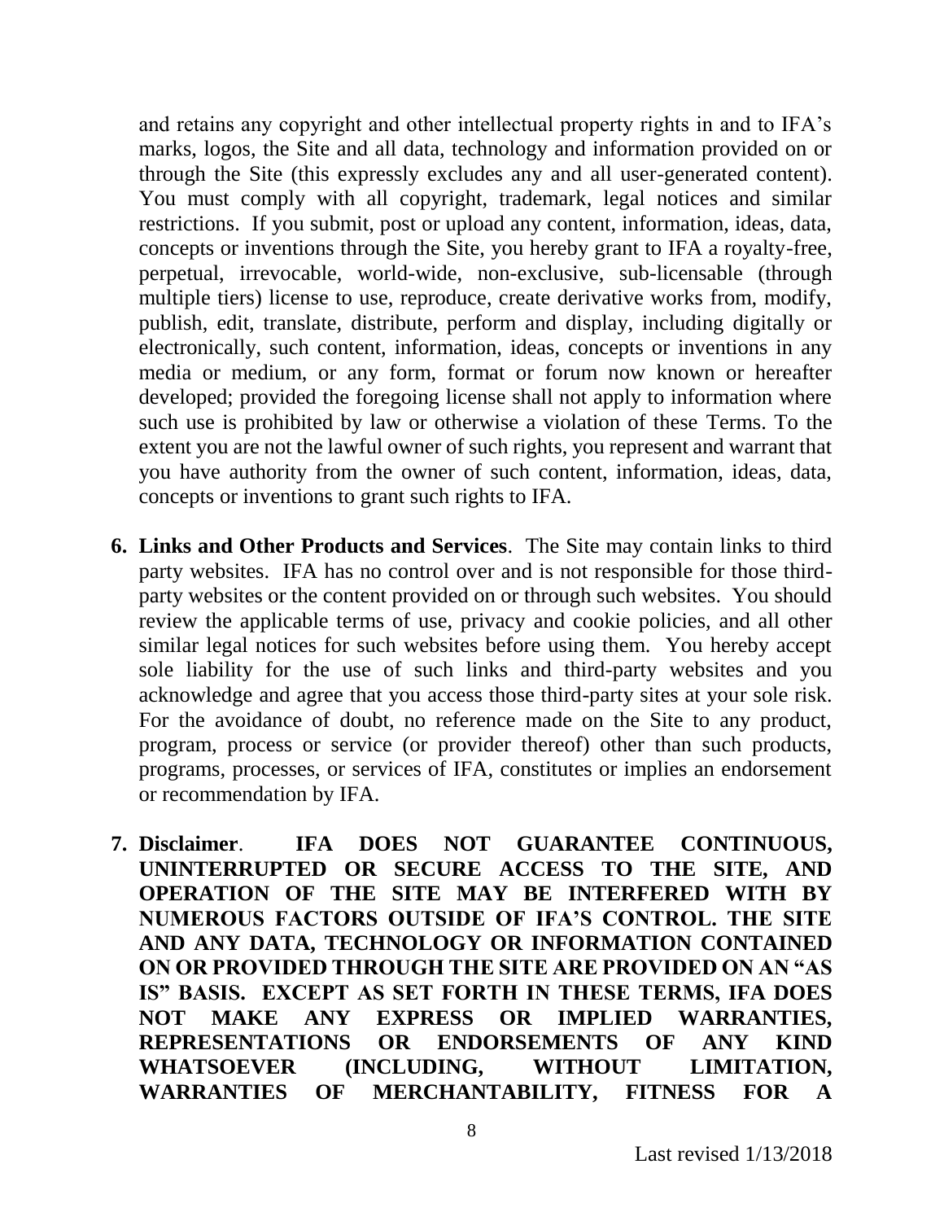and retains any copyright and other intellectual property rights in and to IFA's marks, logos, the Site and all data, technology and information provided on or through the Site (this expressly excludes any and all user-generated content). You must comply with all copyright, trademark, legal notices and similar restrictions. If you submit, post or upload any content, information, ideas, data, concepts or inventions through the Site, you hereby grant to IFA a royalty-free, perpetual, irrevocable, world-wide, non-exclusive, sub-licensable (through multiple tiers) license to use, reproduce, create derivative works from, modify, publish, edit, translate, distribute, perform and display, including digitally or electronically, such content, information, ideas, concepts or inventions in any media or medium, or any form, format or forum now known or hereafter developed; provided the foregoing license shall not apply to information where such use is prohibited by law or otherwise a violation of these Terms. To the extent you are not the lawful owner of such rights, you represent and warrant that you have authority from the owner of such content, information, ideas, data, concepts or inventions to grant such rights to IFA.

6. **Links and Other Products and Services**. The Site may contain links to third party websites. IFA has no control over and is not responsible for those third-party websites or the content provided on or through such websites. You should review the applicable terms of use, privacy and cookie policies, and all other similar legal notices for such websites before using them. You hereby accept sole liability for the use of such links and third-party websites and you acknowledge and agree that you access those third-party sites at your sole risk. For the avoidance of doubt, no reference made on the Site to any product, program, process or service (or provider thereof) other than such products, programs, processes, or services of IFA, constitutes or implies an endorsement or recommendation by IFA.

7. **Disclaimer**. **IFA DOES NOT GUARANTEE CONTINUOUS, UNINTERRUPTED OR SECURE ACCESS TO THE SITE, AND OPERATION OF THE SITE MAY BE INTERFERED WITH BY NUMEROUS FACTORS OUTSIDE OF IFA'S CONTROL. THE SITE AND ANY DATA, TECHNOLOGY OR INFORMATION CONTAINED ON OR PROVIDED THROUGH THE SITE ARE PROVIDED ON AN "AS IS" BASIS. EXCEPT AS SET FORTH IN THESE TERMS, IFA DOES NOT MAKE ANY EXPRESS OR IMPLIED WARRANTIES, REPRESENTATIONS OR ENDORSEMENTS OF ANY KIND WHATSOEVER (INCLUDING, WITHOUT LIMITATION, WARRANTIES OF MERCHANTABILITY, FITNESS FOR A**

Last revised 1/13/2018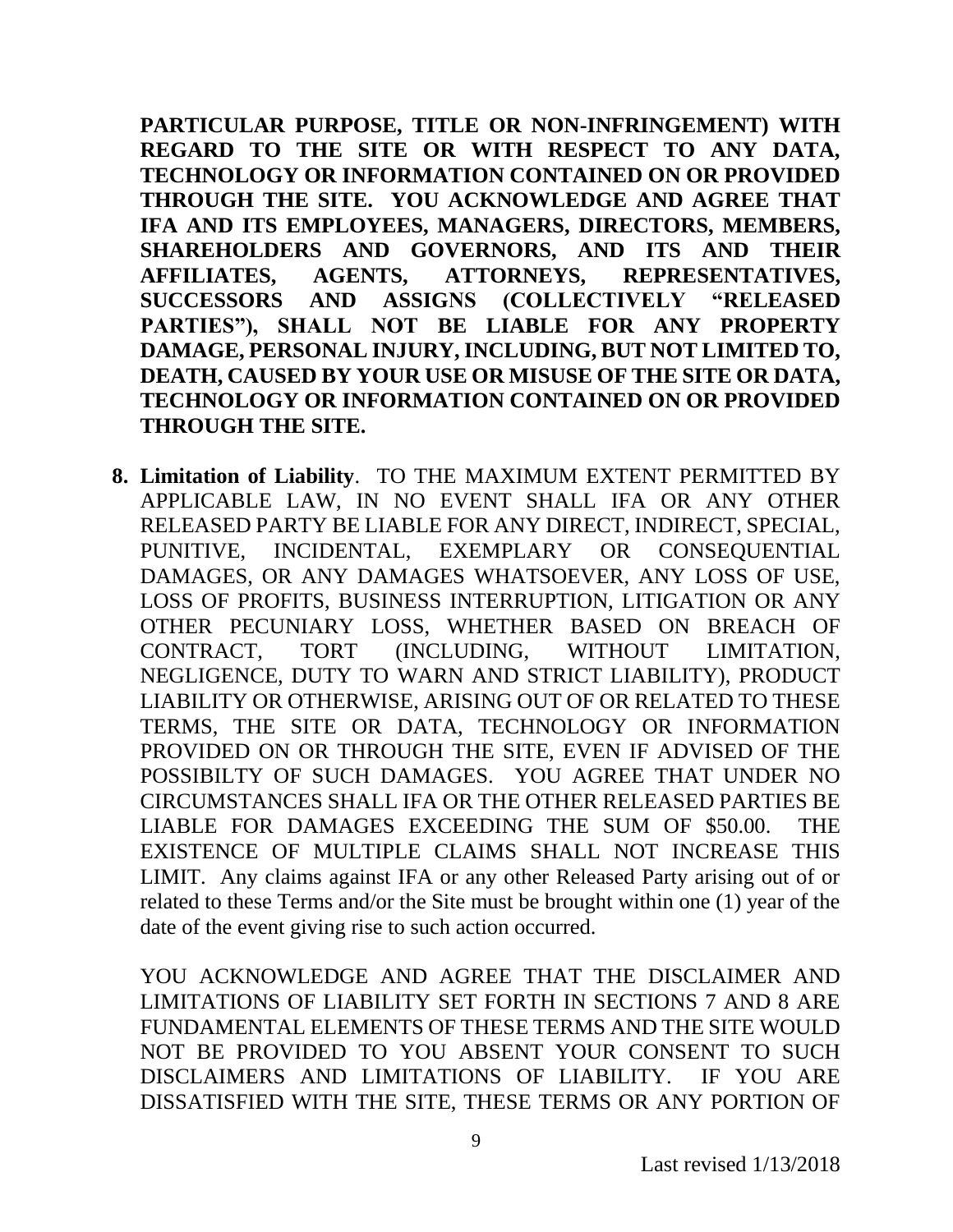**PARTICULAR PURPOSE, TITLE OR NON-INFRINGEMENT) WITH REGARD TO THE SITE OR WITH RESPECT TO ANY DATA, TECHNOLOGY OR INFORMATION CONTAINED ON OR PROVIDED THROUGH THE SITE. YOU ACKNOWLEDGE AND AGREE THAT IFA AND ITS EMPLOYEES, MANAGERS, DIRECTORS, MEMBERS, SHAREHOLDERS AND GOVERNORS, AND ITS AND THEIR AFFILIATES, AGENTS, ATTORNEYS, REPRESENTATIVES, SUCCESSORS AND ASSIGNS (COLLECTIVELY "RELEASED PARTIES"), SHALL NOT BE LIABLE FOR ANY PROPERTY DAMAGE, PERSONAL INJURY, INCLUDING, BUT NOT LIMITED TO, DEATH, CAUSED BY YOUR USE OR MISUSE OF THE SITE OR DATA, TECHNOLOGY OR INFORMATION CONTAINED ON OR PROVIDED THROUGH THE SITE.**

8. **Limitation of Liability**. TO THE MAXIMUM EXTENT PERMITTED BY APPLICABLE LAW, IN NO EVENT SHALL IFA OR ANY OTHER RELEASED PARTY BE LIABLE FOR ANY DIRECT, INDIRECT, SPECIAL, PUNITIVE, INCIDENTAL, EXEMPLARY OR CONSEQUENTIAL DAMAGES, OR ANY DAMAGES WHATSOEVER, ANY LOSS OF USE, LOSS OF PROFITS, BUSINESS INTERRUPTION, LITIGATION OR ANY OTHER PECUNIARY LOSS, WHETHER BASED ON BREACH OF CONTRACT, TORT (INCLUDING, WITHOUT LIMITATION, NEGLIGENCE, DUTY TO WARN AND STRICT LIABILITY), PRODUCT LIABILITY OR OTHERWISE, ARISING OUT OF OR RELATED TO THESE TERMS, THE SITE OR DATA, TECHNOLOGY OR INFORMATION PROVIDED ON OR THROUGH THE SITE, EVEN IF ADVISED OF THE POSSIBILTY OF SUCH DAMAGES. YOU AGREE THAT UNDER NO CIRCUMSTANCES SHALL IFA OR THE OTHER RELEASED PARTIES BE LIABLE FOR DAMAGES EXCEEDING THE SUM OF $50.00. THE EXISTENCE OF MULTIPLE CLAIMS SHALL NOT INCREASE THIS LIMIT. Any claims against IFA or any other Released Party arising out of or related to these Terms and/or the Site must be brought within one (1) year of the date of the event giving rise to such action occurred.

   YOU ACKNOWLEDGE AND AGREE THAT THE DISCLAIMER AND LIMITATIONS OF LIABILITY SET FORTH IN SECTIONS 7 AND 8 ARE FUNDAMENTAL ELEMENTS OF THESE TERMS AND THE SITE WOULD NOT BE PROVIDED TO YOU ABSENT YOUR CONSENT TO SUCH DISCLAIMERS AND LIMITATIONS OF LIABILITY. IF YOU ARE DISSATISFIED WITH THE SITE, THESE TERMS OR ANY PORTION OF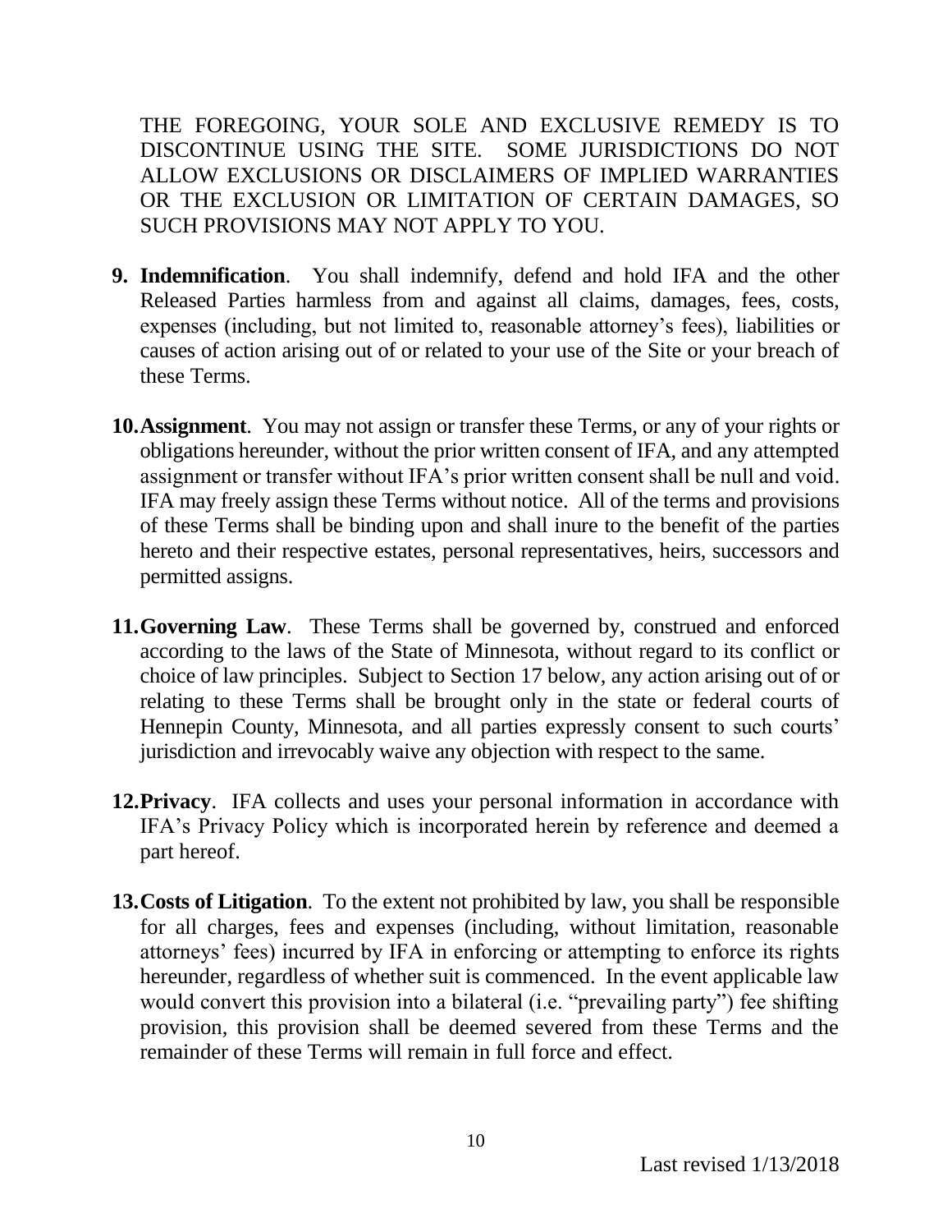THE FOREGOING, YOUR SOLE AND EXCLUSIVE REMEDY IS TO DISCONTINUE USING THE SITE. SOME JURISDICTIONS DO NOT ALLOW EXCLUSIONS OR DISCLAIMERS OF IMPLIED WARRANTIES OR THE EXCLUSION OR LIMITATION OF CERTAIN DAMAGES, SO SUCH PROVISIONS MAY NOT APPLY TO YOU.

9. **Indemnification**. You shall indemnify, defend and hold IFA and the other Released Parties harmless from and against all claims, damages, fees, costs, expenses (including, but not limited to, reasonable attorney's fees), liabilities or causes of action arising out of or related to your use of the Site or your breach of these Terms.

10. **Assignment**. You may not assign or transfer these Terms, or any of your rights or obligations hereunder, without the prior written consent of IFA, and any attempted assignment or transfer without IFA's prior written consent shall be null and void. IFA may freely assign these Terms without notice. All of the terms and provisions of these Terms shall be binding upon and shall inure to the benefit of the parties hereto and their respective estates, personal representatives, heirs, successors and permitted assigns.

11. **Governing Law**. These Terms shall be governed by, construed and enforced according to the laws of the State of Minnesota, without regard to its conflict or choice of law principles. Subject to Section 17 below, any action arising out of or relating to these Terms shall be brought only in the state or federal courts of Hennepin County, Minnesota, and all parties expressly consent to such courts' jurisdiction and irrevocably waive any objection with respect to the same.

12. **Privacy**. IFA collects and uses your personal information in accordance with IFA's Privacy Policy which is incorporated herein by reference and deemed a part hereof.

13. **Costs of Litigation**. To the extent not prohibited by law, you shall be responsible for all charges, fees and expenses (including, without limitation, reasonable attorneys' fees) incurred by IFA in enforcing or attempting to enforce its rights hereunder, regardless of whether suit is commenced. In the event applicable law would convert this provision into a bilateral (i.e. "prevailing party") fee shifting provision, this provision shall be deemed severed from these Terms and the remainder of these Terms will remain in full force and effect.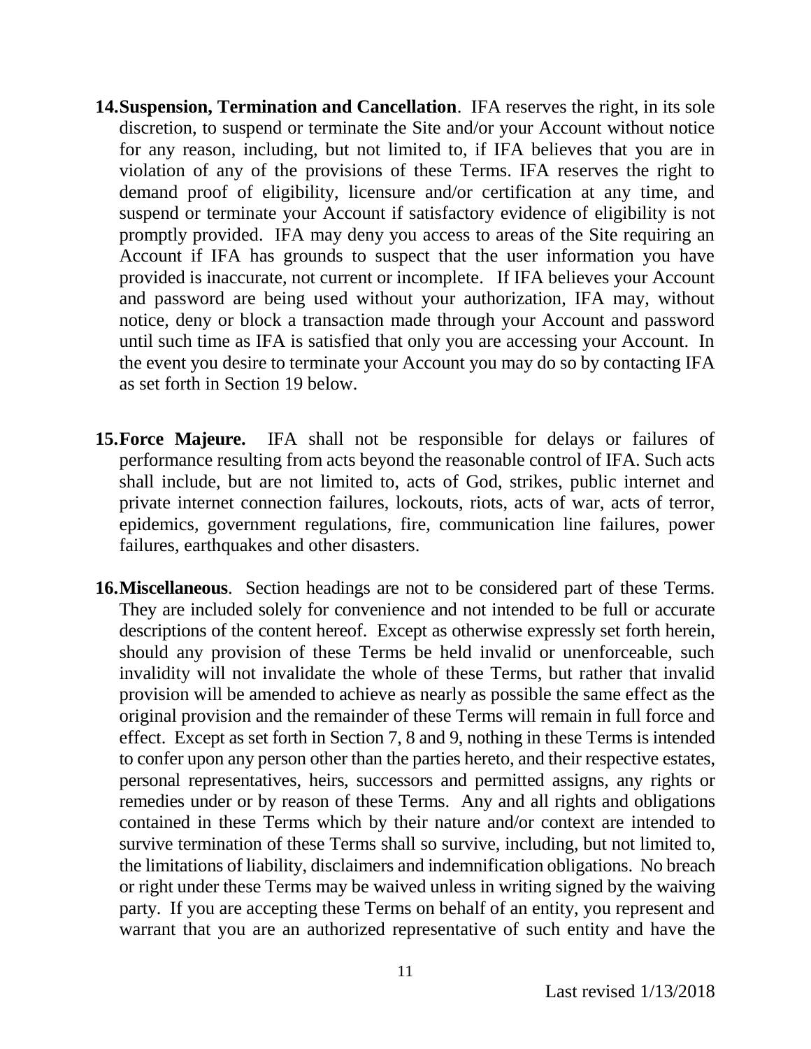14. **Suspension, Termination and Cancellation**. IFA reserves the right, in its sole discretion, to suspend or terminate the Site and/or your Account without notice for any reason, including, but not limited to, if IFA believes that you are in violation of any of the provisions of these Terms. IFA reserves the right to demand proof of eligibility, licensure and/or certification at any time, and suspend or terminate your Account if satisfactory evidence of eligibility is not promptly provided. IFA may deny you access to areas of the Site requiring an Account if IFA has grounds to suspect that the user information you have provided is inaccurate, not current or incomplete. If IFA believes your Account and password are being used without your authorization, IFA may, without notice, deny or block a transaction made through your Account and password until such time as IFA is satisfied that only you are accessing your Account. In the event you desire to terminate your Account you may do so by contacting IFA as set forth in Section 19 below.

15. **Force Majeure.** IFA shall not be responsible for delays or failures of performance resulting from acts beyond the reasonable control of IFA. Such acts shall include, but are not limited to, acts of God, strikes, public internet and private internet connection failures, lockouts, riots, acts of war, acts of terror, epidemics, government regulations, fire, communication line failures, power failures, earthquakes and other disasters.

16. **Miscellaneous**. Section headings are not to be considered part of these Terms. They are included solely for convenience and not intended to be full or accurate descriptions of the content hereof. Except as otherwise expressly set forth herein, should any provision of these Terms be held invalid or unenforceable, such invalidity will not invalidate the whole of these Terms, but rather that invalid provision will be amended to achieve as nearly as possible the same effect as the original provision and the remainder of these Terms will remain in full force and effect. Except as set forth in Section 7, 8 and 9, nothing in these Terms is intended to confer upon any person other than the parties hereto, and their respective estates, personal representatives, heirs, successors and permitted assigns, any rights or remedies under or by reason of these Terms. Any and all rights and obligations contained in these Terms which by their nature and/or context are intended to survive termination of these Terms shall so survive, including, but not limited to, the limitations of liability, disclaimers and indemnification obligations. No breach or right under these Terms may be waived unless in writing signed by the waiving party. If you are accepting these Terms on behalf of an entity, you represent and warrant that you are an authorized representative of such entity and have the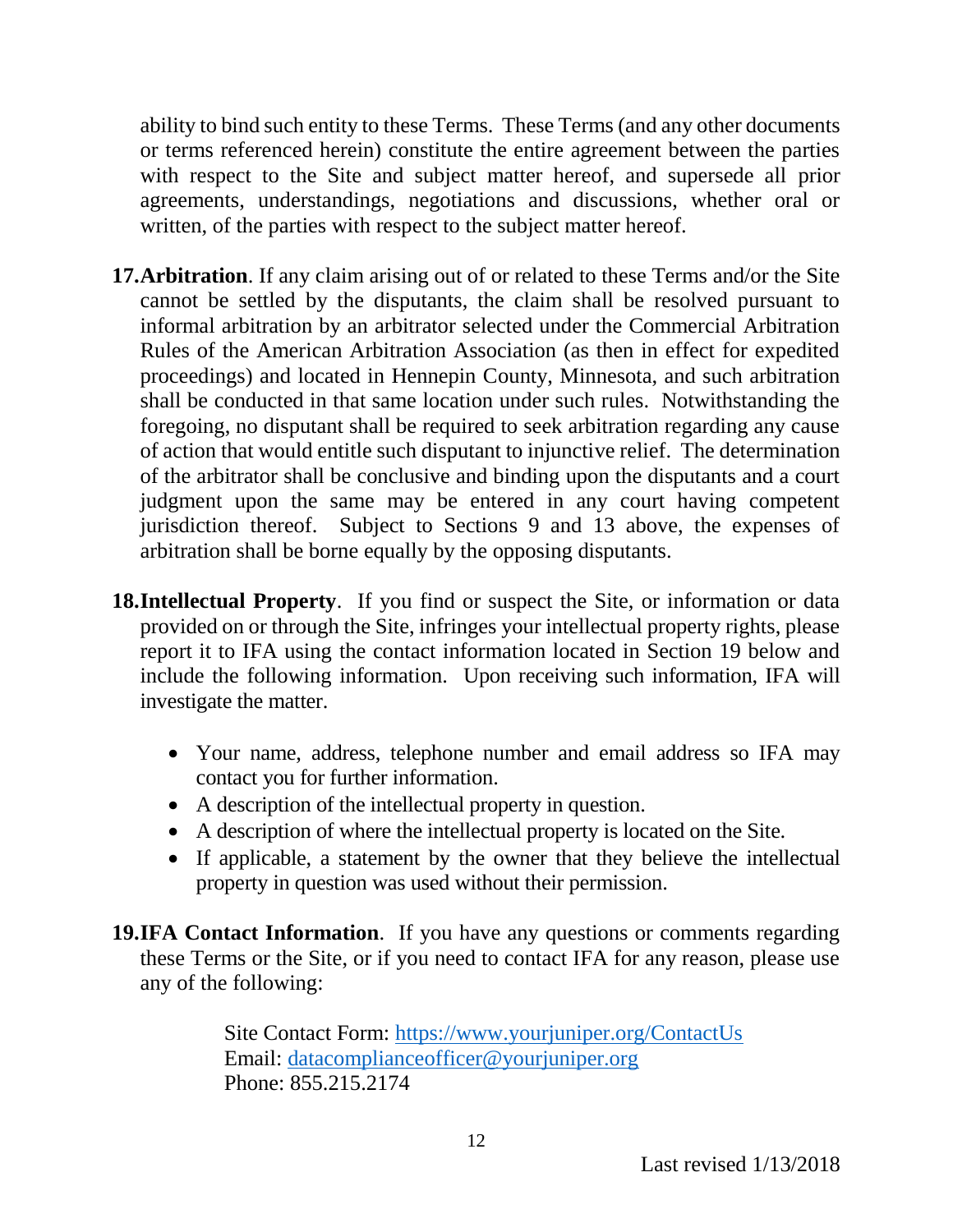ability to bind such entity to these Terms. These Terms (and any other documents or terms referenced herein) constitute the entire agreement between the parties with respect to the Site and subject matter hereof, and supersede all prior agreements, understandings, negotiations and discussions, whether oral or written, of the parties with respect to the subject matter hereof.

**17. Arbitration**. If any claim arising out of or related to these Terms and/or the Site cannot be settled by the disputants, the claim shall be resolved pursuant to informal arbitration by an arbitrator selected under the Commercial Arbitration Rules of the American Arbitration Association (as then in effect for expedited proceedings) and located in Hennepin County, Minnesota, and such arbitration shall be conducted in that same location under such rules. Notwithstanding the foregoing, no disputant shall be required to seek arbitration regarding any cause of action that would entitle such disputant to injunctive relief. The determination of the arbitrator shall be conclusive and binding upon the disputants and a court judgment upon the same may be entered in any court having competent jurisdiction thereof. Subject to Sections 9 and 13 above, the expenses of arbitration shall be borne equally by the opposing disputants.

**18. Intellectual Property**. If you find or suspect the Site, or information or data provided on or through the Site, infringes your intellectual property rights, please report it to IFA using the contact information located in Section 19 below and include the following information. Upon receiving such information, IFA will investigate the matter.

- Your name, address, telephone number and email address so IFA may contact you for further information.
- A description of the intellectual property in question.
- A description of where the intellectual property is located on the Site.
- If applicable, a statement by the owner that they believe the intellectual property in question was used without their permission.

**19. IFA Contact Information**. If you have any questions or comments regarding these Terms or the Site, or if you need to contact IFA for any reason, please use any of the following:

Site Contact Form: https://www.yourjuniper.org/ContactUs
Email: datacomplianceofficer@yourjuniper.org
Phone: 855.215.2174

Last revised 1/13/2018